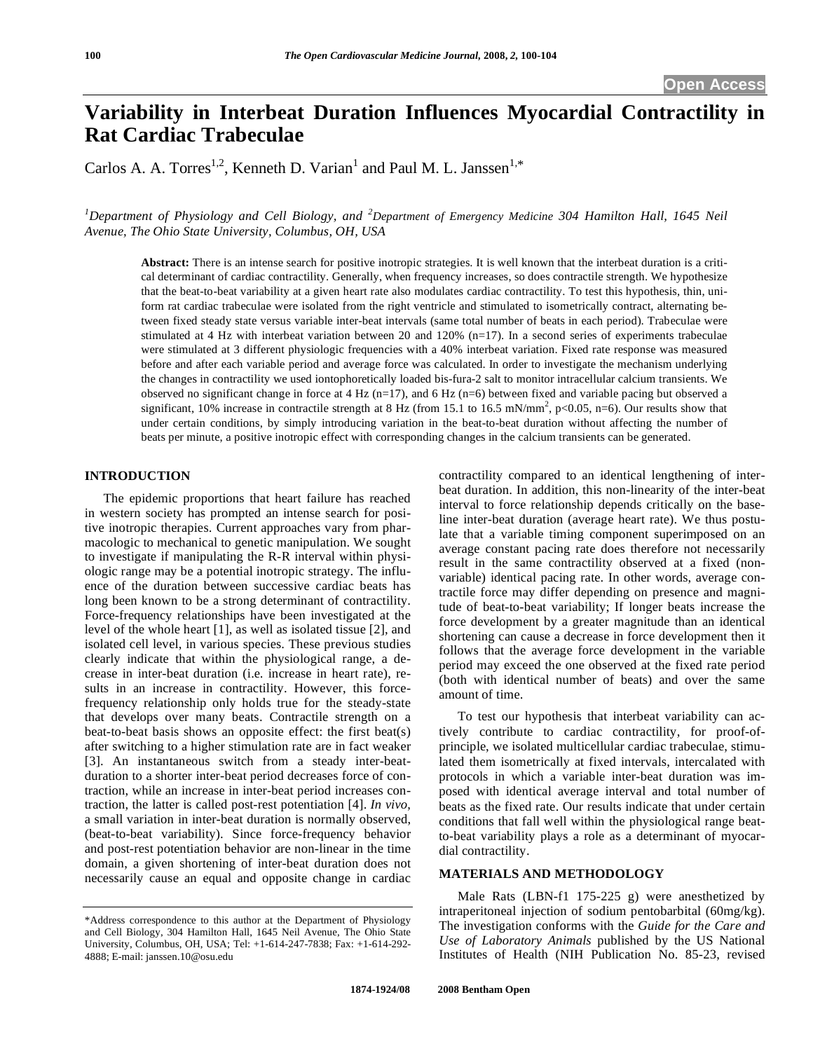# Variability in Interbeat Duration Influences Myocardial Contractility in Rat Cardiac Trabeculae

Carlos A. A. Torres[1,2], Kenneth D. Varian[1] and Paul M. L. Janssen[1,*]

[1]*Department of Physiology and Cell Biology, and* [2]*Department of Emergency Medicine 304 Hamilton Hall, 1645 Neil Avenue, The Ohio State University, Columbus, OH, USA*

**Abstract:** There is an intense search for positive inotropic strategies. It is well known that the interbeat duration is a critical determinant of cardiac contractility. Generally, when frequency increases, so does contractile strength. We hypothesize that the beat-to-beat variability at a given heart rate also modulates cardiac contractility. To test this hypothesis, thin, uniform rat cardiac trabeculae were isolated from the right ventricle and stimulated to isometrically contract, alternating between fixed steady state versus variable inter-beat intervals (same total number of beats in each period). Trabeculae were stimulated at 4 Hz with interbeat variation between 20 and 120% (n=17). In a second series of experiments trabeculae were stimulated at 3 different physiologic frequencies with a 40% interbeat variation. Fixed rate response was measured before and after each variable period and average force was calculated. In order to investigate the mechanism underlying the changes in contractility we used iontophoretically loaded bis-fura-2 salt to monitor intracellular calcium transients. We observed no significant change in force at 4 Hz (n=17), and 6 Hz (n=6) between fixed and variable pacing but observed a significant, 10% increase in contractile strength at 8 Hz (from 15.1 to 16.5 mN/mm$^2$, $p<0.05$, n=6). Our results show that under certain conditions, by simply introducing variation in the beat-to-beat duration without affecting the number of beats per minute, a positive inotropic effect with corresponding changes in the calcium transients can be generated.

## INTRODUCTION

The epidemic proportions that heart failure has reached in western society has prompted an intense search for positive inotropic therapies. Current approaches vary from pharmacologic to mechanical to genetic manipulation. We sought to investigate if manipulating the R-R interval within physiologic range may be a potential inotropic strategy. The influence of the duration between successive cardiac beats has long been known to be a strong determinant of contractility. Force-frequency relationships have been investigated at the level of the whole heart [1], as well as isolated tissue [2], and isolated cell level, in various species. These previous studies clearly indicate that within the physiological range, a decrease in inter-beat duration (i.e. increase in heart rate), results in an increase in contractility. However, this force-frequency relationship only holds true for the steady-state that develops over many beats. Contractile strength on a beat-to-beat basis shows an opposite effect: the first beat(s) after switching to a higher stimulation rate are in fact weaker [3]. An instantaneous switch from a steady inter-beat-duration to a shorter inter-beat period decreases force of contraction, while an increase in inter-beat period increases contraction, the latter is called post-rest potentiation [4]. *In vivo*, a small variation in inter-beat duration is normally observed, (beat-to-beat variability). Since force-frequency behavior and post-rest potentiation behavior are non-linear in the time domain, a given shortening of inter-beat duration does not necessarily cause an equal and opposite change in cardiac contractility compared to an identical lengthening of inter-beat duration. In addition, this non-linearity of the inter-beat interval to force relationship depends critically on the baseline inter-beat duration (average heart rate). We thus postulate that a variable timing component superimposed on an average constant pacing rate does therefore not necessarily result in the same contractility observed at a fixed (non-variable) identical pacing rate. In other words, average contractile force may differ depending on presence and magnitude of beat-to-beat variability; If longer beats increase the force development by a greater magnitude than an identical shortening can cause a decrease in force development then it follows that the average force development in the variable period may exceed the one observed at the fixed rate period (both with identical number of beats) and over the same amount of time.

To test our hypothesis that interbeat variability can actively contribute to cardiac contractility, for proof-of-principle, we isolated multicellular cardiac trabeculae, stimulated them isometrically at fixed intervals, intercalated with protocols in which a variable inter-beat duration was imposed with identical average interval and total number of beats as the fixed rate. Our results indicate that under certain conditions that fall well within the physiological range beat-to-beat variability plays a role as a determinant of myocardial contractility.

## MATERIALS AND METHODOLOGY

Male Rats (LBN-f1 175-225 g) were anesthetized by intraperitoneal injection of sodium pentobarbital (60mg/kg). The investigation conforms with the *Guide for the Care and Use of Laboratory Animals* published by the US National Institutes of Health (NIH Publication No. 85-23, revised

\*Address correspondence to this author at the Department of Physiology and Cell Biology, 304 Hamilton Hall, 1645 Neil Avenue, The Ohio State University, Columbus, OH, USA; Tel: +1-614-247-7838; Fax: +1-614-292-4888; E-mail: janssen.10@osu.edu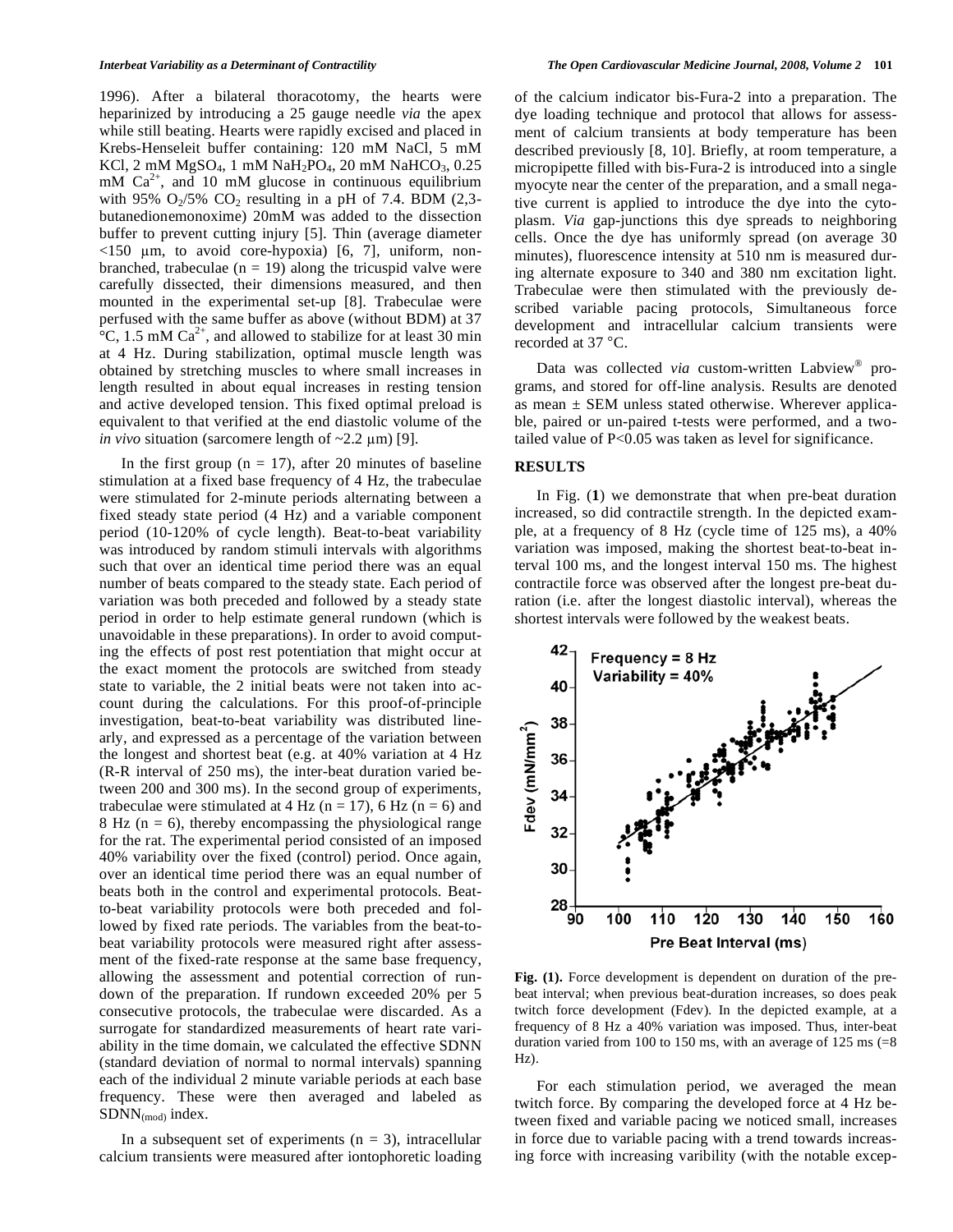1996). After a bilateral thoracotomy, the hearts were heparinized by introducing a 25 gauge needle *via* the apex while still beating. Hearts were rapidly excised and placed in Krebs-Henseleit buffer containing: 120 mM NaCl, 5 mM KCl, 2 mM $MgSO_4$, 1 mM $NaH_2PO_4$, 20 mM $NaHCO_3$, 0.25 mM $Ca^{2+}$, and 10 mM glucose in continuous equilibrium with 95% $O_2$/5% $CO_2$ resulting in a pH of 7.4. BDM (2,3-butanedionemonoxime) 20mM was added to the dissection buffer to prevent cutting injury [5]. Thin (average diameter <150 μm, to avoid core-hypoxia) [6, 7], uniform, non-branched, trabeculae (n = 19) along the tricuspid valve were carefully dissected, their dimensions measured, and then mounted in the experimental set-up [8]. Trabeculae were perfused with the same buffer as above (without BDM) at 37 °C, 1.5 mM $Ca^{2+}$, and allowed to stabilize for at least 30 min at 4 Hz. During stabilization, optimal muscle length was obtained by stretching muscles to where small increases in length resulted in about equal increases in resting tension and active developed tension. This fixed optimal preload is equivalent to that verified at the end diastolic volume of the *in vivo* situation (sarcomere length of ~2.2 μm) [9].

In the first group (n = 17), after 20 minutes of baseline stimulation at a fixed base frequency of 4 Hz, the trabeculae were stimulated for 2-minute periods alternating between a fixed steady state period (4 Hz) and a variable component period (10-120% of cycle length). Beat-to-beat variability was introduced by random stimuli intervals with algorithms such that over an identical time period there was an equal number of beats compared to the steady state. Each period of variation was both preceded and followed by a steady state period in order to help estimate general rundown (which is unavoidable in these preparations). In order to avoid computing the effects of post rest potentiation that might occur at the exact moment the protocols are switched from steady state to variable, the 2 initial beats were not taken into account during the calculations. For this proof-of-principle investigation, beat-to-beat variability was distributed linearly, and expressed as a percentage of the variation between the longest and shortest beat (e.g. at 40% variation at 4 Hz (R-R interval of 250 ms), the inter-beat duration varied between 200 and 300 ms). In the second group of experiments, trabeculae were stimulated at 4 Hz (n = 17), 6 Hz (n = 6) and 8 Hz (n = 6), thereby encompassing the physiological range for the rat. The experimental period consisted of an imposed 40% variability over the fixed (control) period. Once again, over an identical time period there was an equal number of beats both in the control and experimental protocols. Beat-to-beat variability protocols were both preceded and followed by fixed rate periods. The variables from the beat-to-beat variability protocols were measured right after assessment of the fixed-rate response at the same base frequency, allowing the assessment and potential correction of rundown of the preparation. If rundown exceeded 20% per 5 consecutive protocols, the trabeculae were discarded. As a surrogate for standardized measurements of heart rate variability in the time domain, we calculated the effective SDNN (standard deviation of normal to normal intervals) spanning each of the individual 2 minute variable periods at each base frequency. These were then averaged and labeled as $SDNN_{(mod)}$ index.

In a subsequent set of experiments (n = 3), intracellular calcium transients were measured after iontophoretic loading of the calcium indicator bis-Fura-2 into a preparation. The dye loading technique and protocol that allows for assessment of calcium transients at body temperature has been described previously [8, 10]. Briefly, at room temperature, a micropipette filled with bis-Fura-2 is introduced into a single myocyte near the center of the preparation, and a small negative current is applied to introduce the dye into the cytoplasm. *Via* gap-junctions this dye spreads to neighboring cells. Once the dye has uniformly spread (on average 30 minutes), fluorescence intensity at 510 nm is measured during alternate exposure to 340 and 380 nm excitation light. Trabeculae were then stimulated with the previously described variable pacing protocols, Simultaneous force development and intracellular calcium transients were recorded at 37 °C.

Data was collected *via* custom-written Labview® programs, and stored for off-line analysis. Results are denoted as mean ± SEM unless stated otherwise. Wherever applicable, paired or un-paired t-tests were performed, and a two-tailed value of $P<0.05$ was taken as level for significance.

## RESULTS

In Fig. (**1**) we demonstrate that when pre-beat duration increased, so did contractile strength. In the depicted example, at a frequency of 8 Hz (cycle time of 125 ms), a 40% variation was imposed, making the shortest beat-to-beat interval 100 ms, and the longest interval 150 ms. The highest contractile force was observed after the longest pre-beat duration (i.e. after the longest diastolic interval), whereas the shortest intervals were followed by the weakest beats.

**Fig. (1).** Force development is dependent on duration of the pre-beat interval; when previous beat-duration increases, so does peak twitch force development (Fdev). In the depicted example, at a frequency of 8 Hz a 40% variation was imposed. Thus, inter-beat duration varied from 100 to 150 ms, with an average of 125 ms (=8 Hz).

For each stimulation period, we averaged the mean twitch force. By comparing the developed force at 4 Hz between fixed and variable pacing we noticed small, increases in force due to variable pacing with a trend towards increasing force with increasing varibility (with the notable excep-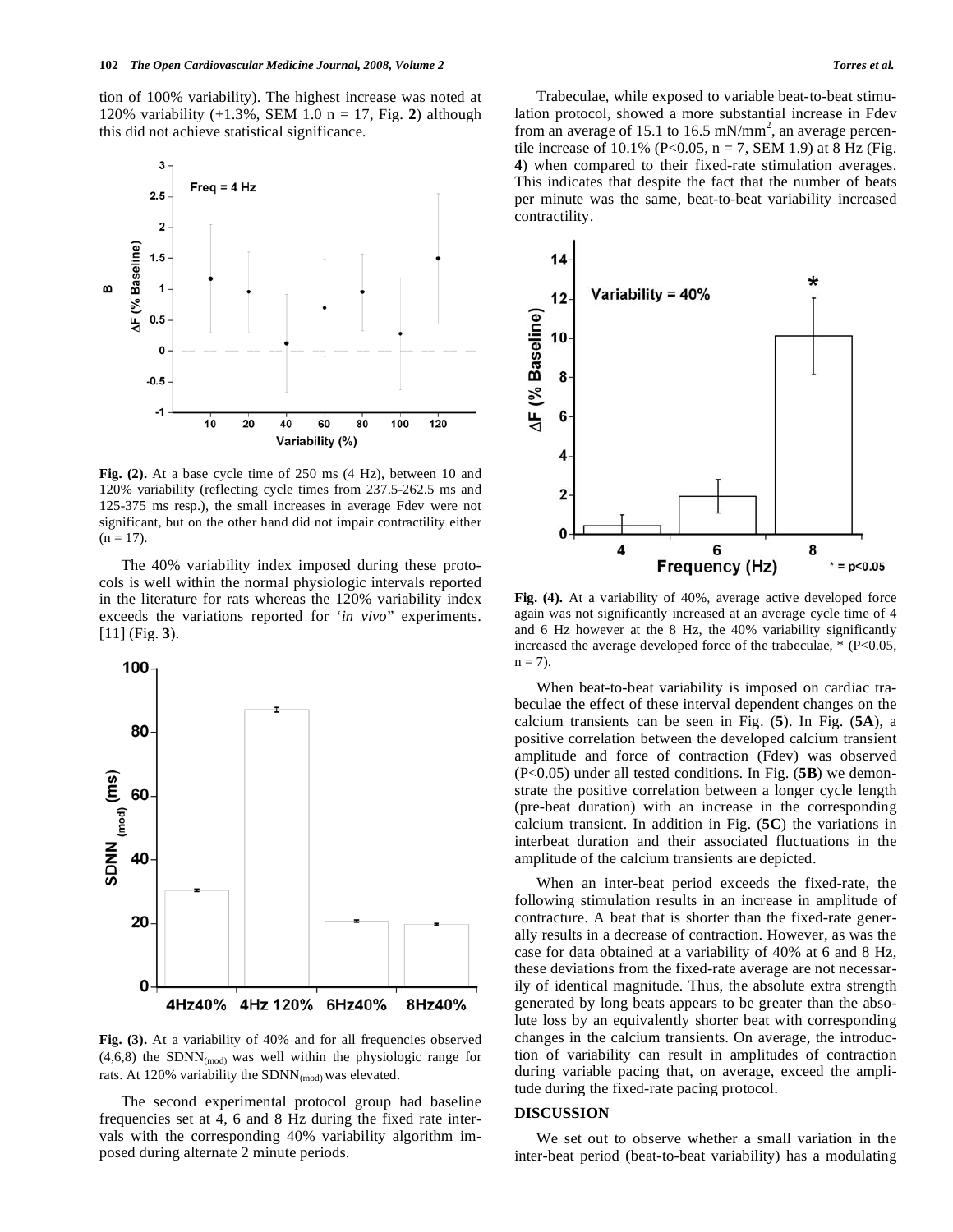tion of 100% variability). The highest increase was noted at 120% variability (+1.3%, SEM 1.0 n = 17, Fig. **2**) although this did not achieve statistical significance.

**Fig. (2).** At a base cycle time of 250 ms (4 Hz), between 10 and 120% variability (reflecting cycle times from 237.5-262.5 ms and 125-375 ms resp.), the small increases in average Fdev were not significant, but on the other hand did not impair contractility either (n = 17).

The 40% variability index imposed during these protocols is well within the normal physiologic intervals reported in the literature for rats whereas the 120% variability index exceeds the variations reported for '*in vivo*" experiments. [11] (Fig. **3**).

**Fig. (3).** At a variability of 40% and for all frequencies observed (4,6,8) the $SDNN_{(mod)}$ was well within the physiologic range for rats. At 120% variability the $SDNN_{(mod)}$ was elevated.

The second experimental protocol group had baseline frequencies set at 4, 6 and 8 Hz during the fixed rate intervals with the corresponding 40% variability algorithm imposed during alternate 2 minute periods.

Trabeculae, while exposed to variable beat-to-beat stimulation protocol, showed a more substantial increase in Fdev from an average of 15.1 to 16.5 $mN/mm^2$, an average percentile increase of 10.1% ($P<0.05$, n = 7, SEM 1.9) at 8 Hz (Fig. **4**) when compared to their fixed-rate stimulation averages. This indicates that despite the fact that the number of beats per minute was the same, beat-to-beat variability increased contractility.

**Fig. (4).** At a variability of 40%, average active developed force again was not significantly increased at an average cycle time of 4 and 6 Hz however at the 8 Hz, the 40% variability significantly increased the average developed force of the trabeculae, * ($P<0.05$, n = 7).

When beat-to-beat variability is imposed on cardiac trabeculae the effect of these interval dependent changes on the calcium transients can be seen in Fig. (**5**). In Fig. (**5A**), a positive correlation between the developed calcium transient amplitude and force of contraction (Fdev) was observed ($P<0.05$) under all tested conditions. In Fig. (**5B**) we demonstrate the positive correlation between a longer cycle length (pre-beat duration) with an increase in the corresponding calcium transient. In addition in Fig. (**5C**) the variations in interbeat duration and their associated fluctuations in the amplitude of the calcium transients are depicted.

When an inter-beat period exceeds the fixed-rate, the following stimulation results in an increase in amplitude of contracture. A beat that is shorter than the fixed-rate generally results in a decrease of contraction. However, as was the case for data obtained at a variability of 40% at 6 and 8 Hz, these deviations from the fixed-rate average are not necessarily of identical magnitude. Thus, the absolute extra strength generated by long beats appears to be greater than the absolute loss by an equivalently shorter beat with corresponding changes in the calcium transients. On average, the introduction of variability can result in amplitudes of contraction during variable pacing that, on average, exceed the amplitude during the fixed-rate pacing protocol.

## DISCUSSION

We set out to observe whether a small variation in the inter-beat period (beat-to-beat variability) has a modulating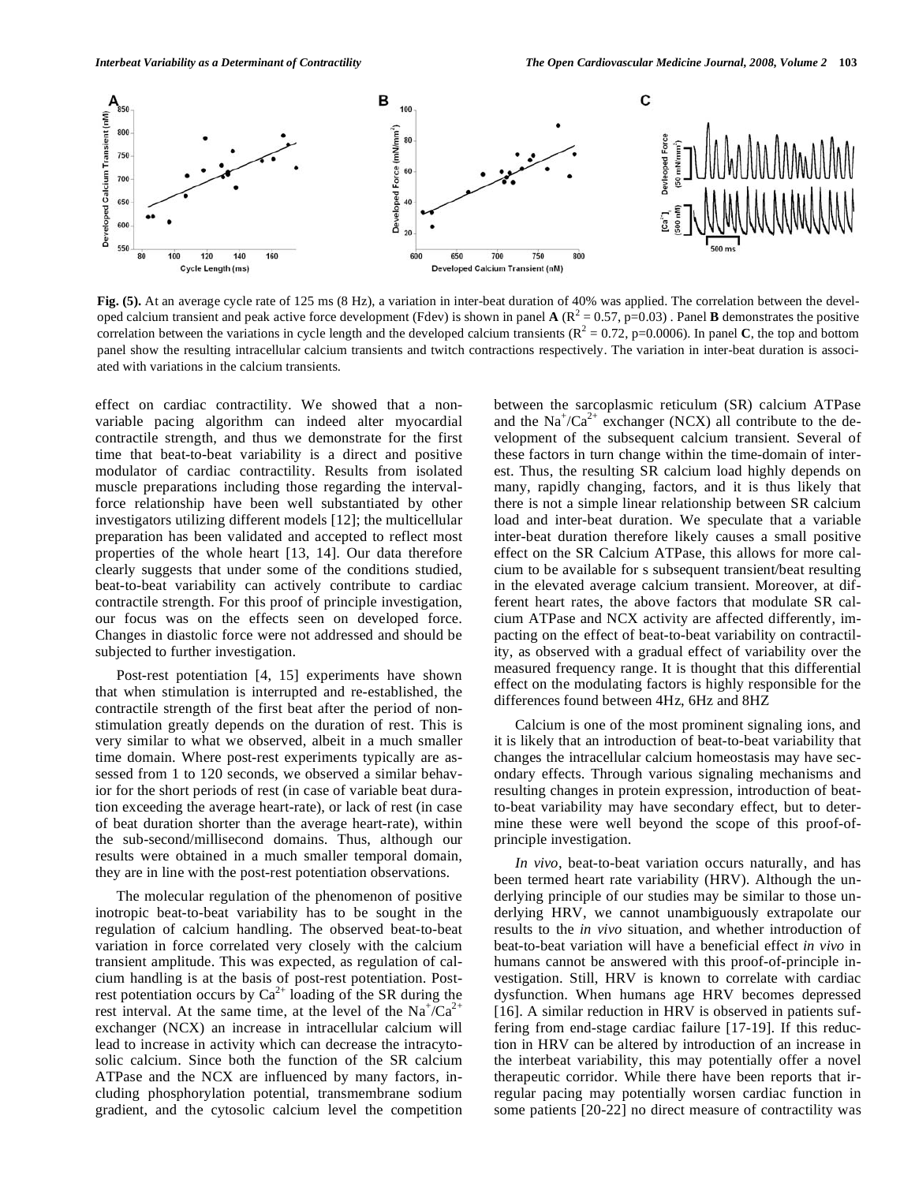**Fig. (5).** At an average cycle rate of 125 ms (8 Hz), a variation in inter-beat duration of 40% was applied. The correlation between the developed calcium transient and peak active force development (Fdev) is shown in panel **A** ($R^2 = 0.57$, p=0.03) . Panel **B** demonstrates the positive correlation between the variations in cycle length and the developed calcium transients ($R^2 = 0.72$, p=0.0006). In panel **C**, the top and bottom panel show the resulting intracellular calcium transients and twitch contractions respectively. The variation in inter-beat duration is associated with variations in the calcium transients.

effect on cardiac contractility. We showed that a non-variable pacing algorithm can indeed alter myocardial contractile strength, and thus we demonstrate for the first time that beat-to-beat variability is a direct and positive modulator of cardiac contractility. Results from isolated muscle preparations including those regarding the interval-force relationship have been well substantiated by other investigators utilizing different models [12]; the multicellular preparation has been validated and accepted to reflect most properties of the whole heart [13, 14]. Our data therefore clearly suggests that under some of the conditions studied, beat-to-beat variability can actively contribute to cardiac contractile strength. For this proof of principle investigation, our focus was on the effects seen on developed force. Changes in diastolic force were not addressed and should be subjected to further investigation.

Post-rest potentiation [4, 15] experiments have shown that when stimulation is interrupted and re-established, the contractile strength of the first beat after the period of non-stimulation greatly depends on the duration of rest. This is very similar to what we observed, albeit in a much smaller time domain. Where post-rest experiments typically are assessed from 1 to 120 seconds, we observed a similar behavior for the short periods of rest (in case of variable beat duration exceeding the average heart-rate), or lack of rest (in case of beat duration shorter than the average heart-rate), within the sub-second/millisecond domains. Thus, although our results were obtained in a much smaller temporal domain, they are in line with the post-rest potentiation observations.

The molecular regulation of the phenomenon of positive inotropic beat-to-beat variability has to be sought in the regulation of calcium handling. The observed beat-to-beat variation in force correlated very closely with the calcium transient amplitude. This was expected, as regulation of calcium handling is at the basis of post-rest potentiation. Post-rest potentiation occurs by $Ca^{2+}$ loading of the SR during the rest interval. At the same time, at the level of the $Na^+/Ca^{2+}$ exchanger (NCX) an increase in intracellular calcium will lead to increase in activity which can decrease the intracytosolic calcium. Since both the function of the SR calcium ATPase and the NCX are influenced by many factors, including phosphorylation potential, transmembrane sodium gradient, and the cytosolic calcium level the competition between the sarcoplasmic reticulum (SR) calcium ATPase and the $Na^+/Ca^{2+}$ exchanger (NCX) all contribute to the development of the subsequent calcium transient. Several of these factors in turn change within the time-domain of interest. Thus, the resulting SR calcium load highly depends on many, rapidly changing, factors, and it is thus likely that there is not a simple linear relationship between SR calcium load and inter-beat duration. We speculate that a variable inter-beat duration therefore likely causes a small positive effect on the SR Calcium ATPase, this allows for more calcium to be available for s subsequent transient/beat resulting in the elevated average calcium transient. Moreover, at different heart rates, the above factors that modulate SR calcium ATPase and NCX activity are affected differently, impacting on the effect of beat-to-beat variability on contractility, as observed with a gradual effect of variability over the measured frequency range. It is thought that this differential effect on the modulating factors is highly responsible for the differences found between 4Hz, 6Hz and 8HZ

Calcium is one of the most prominent signaling ions, and it is likely that an introduction of beat-to-beat variability that changes the intracellular calcium homeostasis may have secondary effects. Through various signaling mechanisms and resulting changes in protein expression, introduction of beat-to-beat variability may have secondary effect, but to determine these were well beyond the scope of this proof-of-principle investigation.

*In vivo*, beat-to-beat variation occurs naturally, and has been termed heart rate variability (HRV). Although the underlying principle of our studies may be similar to those underlying HRV, we cannot unambiguously extrapolate our results to the *in vivo* situation, and whether introduction of beat-to-beat variation will have a beneficial effect *in vivo* in humans cannot be answered with this proof-of-principle investigation. Still, HRV is known to correlate with cardiac dysfunction. When humans age HRV becomes depressed [16]. A similar reduction in HRV is observed in patients suffering from end-stage cardiac failure [17-19]. If this reduction in HRV can be altered by introduction of an increase in the interbeat variability, this may potentially offer a novel therapeutic corridor. While there have been reports that irregular pacing may potentially worsen cardiac function in some patients [20-22] no direct measure of contractility was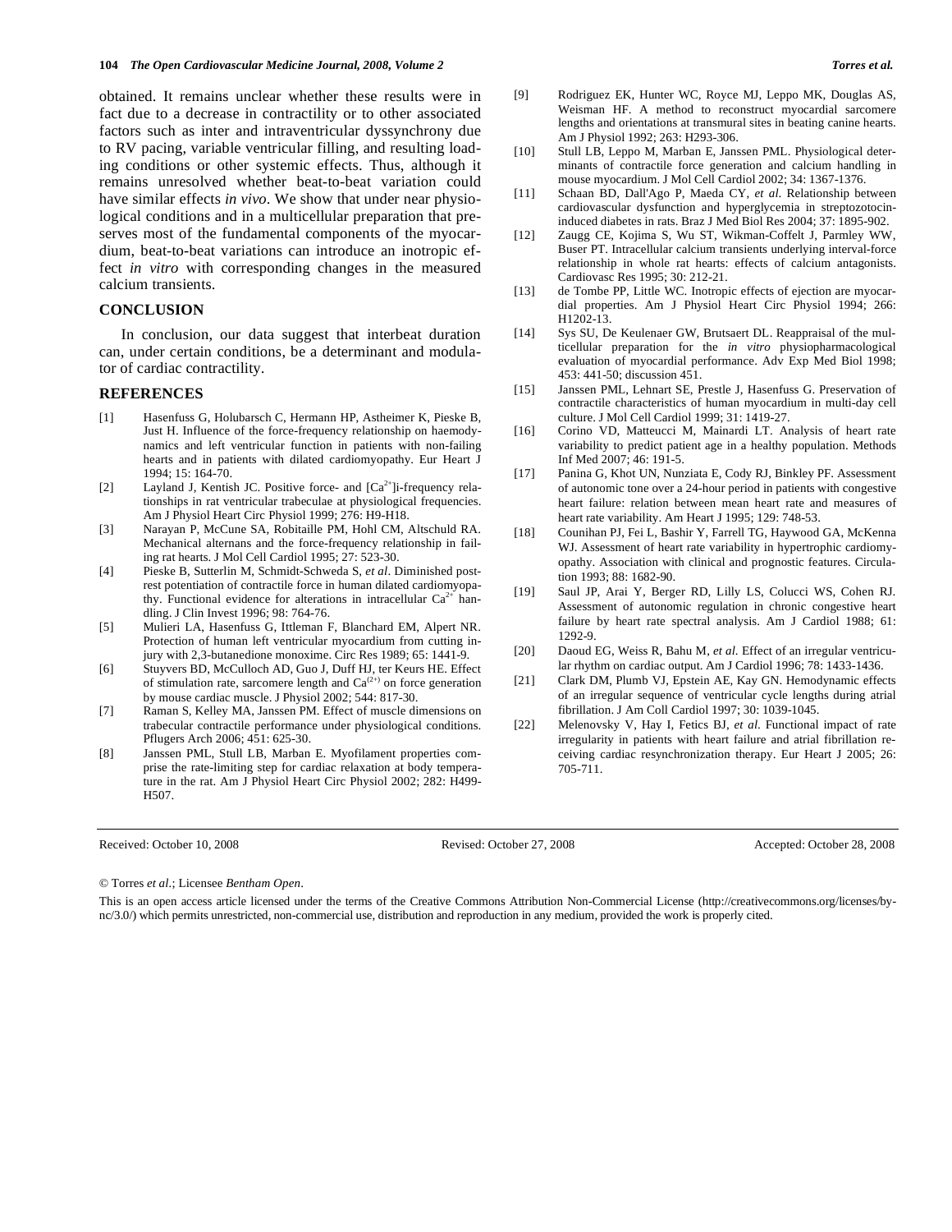obtained. It remains unclear whether these results were in fact due to a decrease in contractility or to other associated factors such as inter and intraventricular dyssynchrony due to RV pacing, variable ventricular filling, and resulting loading conditions or other systemic effects. Thus, although it remains unresolved whether beat-to-beat variation could have similar effects *in vivo*. We show that under near physiological conditions and in a multicellular preparation that preserves most of the fundamental components of the myocardium, beat-to-beat variations can introduce an inotropic effect *in vitro* with corresponding changes in the measured calcium transients.

## CONCLUSION

In conclusion, our data suggest that interbeat duration can, under certain conditions, be a determinant and modulator of cardiac contractility.

## REFERENCES

[1] Hasenfuss G, Holubarsch C, Hermann HP, Astheimer K, Pieske B, Just H. Influence of the force-frequency relationship on haemodynamics and left ventricular function in patients with non-failing hearts and in patients with dilated cardiomyopathy. Eur Heart J 1994; 15: 164-70.

[2] Layland J, Kentish JC. Positive force- and $[Ca^{2+}]$i-frequency relationships in rat ventricular trabeculae at physiological frequencies. Am J Physiol Heart Circ Physiol 1999; 276: H9-H18.

[3] Narayan P, McCune SA, Robitaille PM, Hohl CM, Altschuld RA. Mechanical alternans and the force-frequency relationship in failing rat hearts. J Mol Cell Cardiol 1995; 27: 523-30.

[4] Pieske B, Sutterlin M, Schmidt-Schweda S, *et al*. Diminished post-rest potentiation of contractile force in human dilated cardiomyopathy. Functional evidence for alterations in intracellular $Ca^{2+}$ handling. J Clin Invest 1996; 98: 764-76.

[5] Mulieri LA, Hasenfuss G, Ittleman F, Blanchard EM, Alpert NR. Protection of human left ventricular myocardium from cutting injury with 2,3-butanedione monoxime. Circ Res 1989; 65: 1441-9.

[6] Stuyvers BD, McCulloch AD, Guo J, Duff HJ, ter Keurs HE. Effect of stimulation rate, sarcomere length and $Ca^{(2+)}$ on force generation by mouse cardiac muscle. J Physiol 2002; 544: 817-30.

[7] Raman S, Kelley MA, Janssen PM. Effect of muscle dimensions on trabecular contractile performance under physiological conditions. Pflugers Arch 2006; 451: 625-30.

[8] Janssen PML, Stull LB, Marban E. Myofilament properties comprise the rate-limiting step for cardiac relaxation at body temperature in the rat. Am J Physiol Heart Circ Physiol 2002; 282: H499-H507.

[9] Rodriguez EK, Hunter WC, Royce MJ, Leppo MK, Douglas AS, Weisman HF. A method to reconstruct myocardial sarcomere lengths and orientations at transmural sites in beating canine hearts. Am J Physiol 1992; 263: H293-306.

[10] Stull LB, Leppo M, Marban E, Janssen PML. Physiological determinants of contractile force generation and calcium handling in mouse myocardium. J Mol Cell Cardiol 2002; 34: 1367-1376.

[11] Schaan BD, Dall'Ago P, Maeda CY, *et al*. Relationship between cardiovascular dysfunction and hyperglycemia in streptozotocin-induced diabetes in rats. Braz J Med Biol Res 2004; 37: 1895-902.

[12] Zaugg CE, Kojima S, Wu ST, Wikman-Coffelt J, Parmley WW, Buser PT. Intracellular calcium transients underlying interval-force relationship in whole rat hearts: effects of calcium antagonists. Cardiovasc Res 1995; 30: 212-21.

[13] de Tombe PP, Little WC. Inotropic effects of ejection are myocardial properties. Am J Physiol Heart Circ Physiol 1994; 266: H1202-13.

[14] Sys SU, De Keulenaer GW, Brutsaert DL. Reappraisal of the multicellular preparation for the *in vitro* physiopharmacological evaluation of myocardial performance. Adv Exp Med Biol 1998; 453: 441-50; discussion 451.

[15] Janssen PML, Lehnart SE, Prestle J, Hasenfuss G. Preservation of contractile characteristics of human myocardium in multi-day cell culture. J Mol Cell Cardiol 1999; 31: 1419-27.

[16] Corino VD, Matteucci M, Mainardi LT. Analysis of heart rate variability to predict patient age in a healthy population. Methods Inf Med 2007; 46: 191-5.

[17] Panina G, Khot UN, Nunziata E, Cody RJ, Binkley PF. Assessment of autonomic tone over a 24-hour period in patients with congestive heart failure: relation between mean heart rate and measures of heart rate variability. Am Heart J 1995; 129: 748-53.

[18] Counihan PJ, Fei L, Bashir Y, Farrell TG, Haywood GA, McKenna WJ. Assessment of heart rate variability in hypertrophic cardiomyopathy. Association with clinical and prognostic features. Circulation 1993; 88: 1682-90.

[19] Saul JP, Arai Y, Berger RD, Lilly LS, Colucci WS, Cohen RJ. Assessment of autonomic regulation in chronic congestive heart failure by heart rate spectral analysis. Am J Cardiol 1988; 61: 1292-9.

[20] Daoud EG, Weiss R, Bahu M, *et al*. Effect of an irregular ventricular rhythm on cardiac output. Am J Cardiol 1996; 78: 1433-1436.

[21] Clark DM, Plumb VJ, Epstein AE, Kay GN. Hemodynamic effects of an irregular sequence of ventricular cycle lengths during atrial fibrillation. J Am Coll Cardiol 1997; 30: 1039-1045.

[22] Melenovsky V, Hay I, Fetics BJ, *et al*. Functional impact of rate irregularity in patients with heart failure and atrial fibrillation receiving cardiac resynchronization therapy. Eur Heart J 2005; 26: 705-711.

Received: October 10, 2008 Revised: October 27, 2008 Accepted: October 28, 2008

© Torres *et al*.; Licensee *Bentham Open*.

This is an open access article licensed under the terms of the Creative Commons Attribution Non-Commercial License (http://creativecommons.org/licenses/by-nc/3.0/) which permits unrestricted, non-commercial use, distribution and reproduction in any medium, provided the work is properly cited.